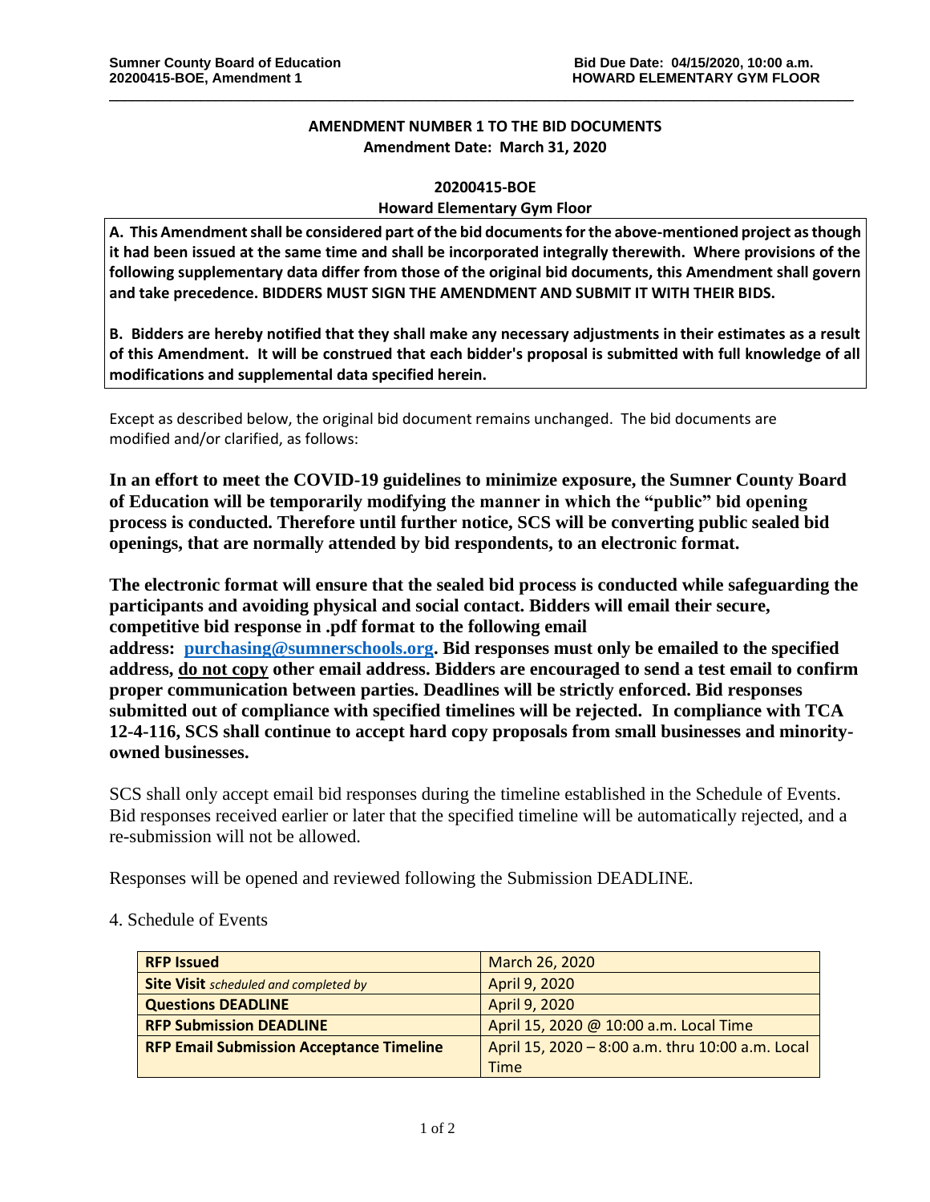**Sumner County Board of Education**
**20200415-BOE, Amendment 1**

**Bid Due Date: 04/15/2020, 10:00 a.m.**
**HOWARD ELEMENTARY GYM FLOOR**

## AMENDMENT NUMBER 1 TO THE BID DOCUMENTS

**Amendment Date: March 31, 2020**

**20200415-BOE**

**Howard Elementary Gym Floor**

**A. This Amendment shall be considered part of the bid documents for the above-mentioned project as though it had been issued at the same time and shall be incorporated integrally therewith. Where provisions of the following supplementary data differ from those of the original bid documents, this Amendment shall govern and take precedence. BIDDERS MUST SIGN THE AMENDMENT AND SUBMIT IT WITH THEIR BIDS.**

**B. Bidders are hereby notified that they shall make any necessary adjustments in their estimates as a result of this Amendment. It will be construed that each bidder's proposal is submitted with full knowledge of all modifications and supplemental data specified herein.**

Except as described below, the original bid document remains unchanged. The bid documents are modified and/or clarified, as follows:

**In an effort to meet the COVID-19 guidelines to minimize exposure, the Sumner County Board of Education will be temporarily modifying the manner in which the "public" bid opening process is conducted. Therefore until further notice, SCS will be converting public sealed bid openings, that are normally attended by bid respondents, to an electronic format.**

**The electronic format will ensure that the sealed bid process is conducted while safeguarding the participants and avoiding physical and social contact. Bidders will email their secure, competitive bid response in .pdf format to the following email address: purchasing@sumnerschools.org. Bid responses must only be emailed to the specified address, do not copy other email address. Bidders are encouraged to send a test email to confirm proper communication between parties. Deadlines will be strictly enforced. Bid responses submitted out of compliance with specified timelines will be rejected. In compliance with TCA 12-4-116, SCS shall continue to accept hard copy proposals from small businesses and minority-owned businesses.**

SCS shall only accept email bid responses during the timeline established in the Schedule of Events. Bid responses received earlier or later that the specified timeline will be automatically rejected, and a re-submission will not be allowed.

Responses will be opened and reviewed following the Submission DEADLINE.

4. Schedule of Events

| **RFP Issued** | March 26, 2020 |
|---|---|
| **Site Visit** *scheduled and completed by* | April 9, 2020 |
| **Questions DEADLINE** | April 9, 2020 |
| **RFP Submission DEADLINE** | April 15, 2020 @ 10:00 a.m. Local Time |
| **RFP Email Submission Acceptance Timeline** | April 15, 2020 – 8:00 a.m. thru 10:00 a.m. Local Time |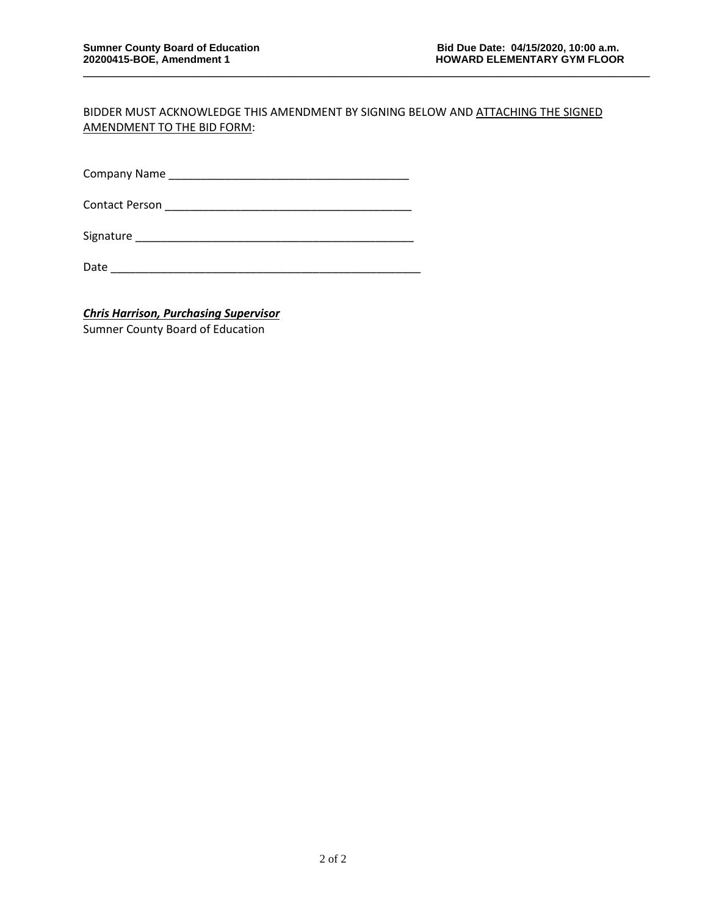BIDDER MUST ACKNOWLEDGE THIS AMENDMENT BY SIGNING BELOW AND ATTACHING THE SIGNED AMENDMENT TO THE BID FORM:

Company Name ______________________________________

Contact Person ______________________________________

Signature ___________________________________________

Date ________________________________________________

***Chris Harrison, Purchasing Supervisor***
Sumner County Board of Education